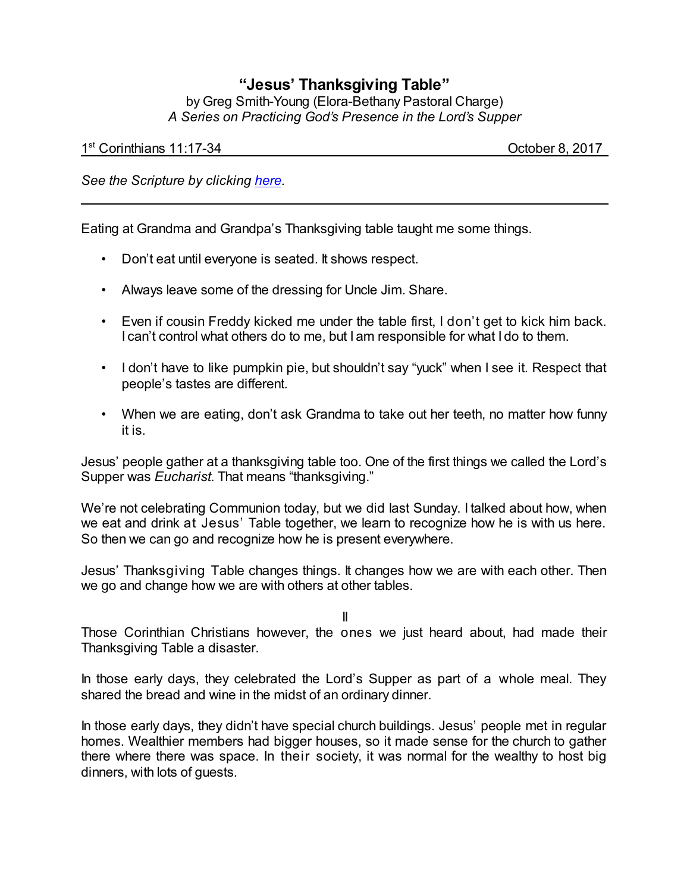# "Jesus' Thanksgiving Table"

by Greg Smith-Young (Elora-Bethany Pastoral Charge)

*A Series on Practicing God's Presence in the Lord's Supper*

1st Corinthians 11:17-34 — October 8, 2017

*See the Scripture by clicking [here](#).*

---

Eating at Grandma and Grandpa's Thanksgiving table taught me some things.

- Don't eat until everyone is seated. It shows respect.
- Always leave some of the dressing for Uncle Jim. Share.
- Even if cousin Freddy kicked me under the table first, I don't get to kick him back. I can't control what others do to me, but I am responsible for what I do to them.
- I don't have to like pumpkin pie, but shouldn't say "yuck" when I see it. Respect that people's tastes are different.
- When we are eating, don't ask Grandma to take out her teeth, no matter how funny it is.

Jesus' people gather at a thanksgiving table too. One of the first things we called the Lord's Supper was *Eucharist*. That means "thanksgiving."

We're not celebrating Communion today, but we did last Sunday. I talked about how, when we eat and drink at Jesus' Table together, we learn to recognize how he is with us here. So then we can go and recognize how he is present everywhere.

Jesus' Thanksgiving Table changes things. It changes how we are with each other. Then we go and change how we are with others at other tables.

II

Those Corinthian Christians however, the ones we just heard about, had made their Thanksgiving Table a disaster.

In those early days, they celebrated the Lord's Supper as part of a whole meal. They shared the bread and wine in the midst of an ordinary dinner.

In those early days, they didn't have special church buildings. Jesus' people met in regular homes. Wealthier members had bigger houses, so it made sense for the church to gather there where there was space. In their society, it was normal for the wealthy to host big dinners, with lots of guests.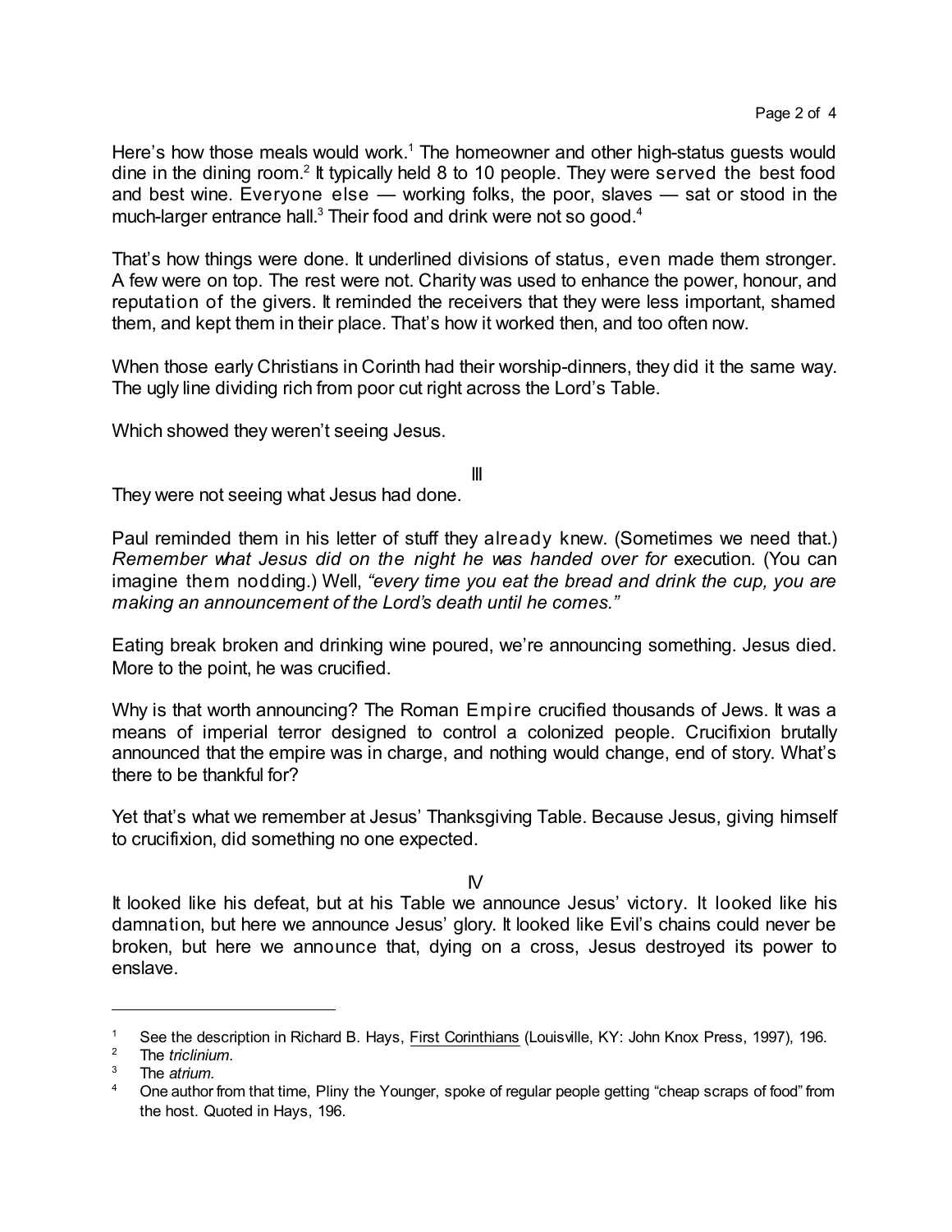Here's how those meals would work.[1] The homeowner and other high-status guests would dine in the dining room.[2] It typically held 8 to 10 people. They were served the best food and best wine. Everyone else — working folks, the poor, slaves — sat or stood in the much-larger entrance hall.[3] Their food and drink were not so good.[4]

That's how things were done. It underlined divisions of status, even made them stronger. A few were on top. The rest were not. Charity was used to enhance the power, honour, and reputation of the givers. It reminded the receivers that they were less important, shamed them, and kept them in their place. That's how it worked then, and too often now.

When those early Christians in Corinth had their worship-dinners, they did it the same way. The ugly line dividing rich from poor cut right across the Lord's Table.

Which showed they weren't seeing Jesus.

III

They were not seeing what Jesus had done.

Paul reminded them in his letter of stuff they already knew. (Sometimes we need that.) *Remember what Jesus did on the night he was handed over for* execution. (You can imagine them nodding.) Well, *"every time you eat the bread and drink the cup, you are making an announcement of the Lord's death until he comes."*

Eating break broken and drinking wine poured, we're announcing something. Jesus died. More to the point, he was crucified.

Why is that worth announcing? The Roman Empire crucified thousands of Jews. It was a means of imperial terror designed to control a colonized people. Crucifixion brutally announced that the empire was in charge, and nothing would change, end of story. What's there to be thankful for?

Yet that's what we remember at Jesus' Thanksgiving Table. Because Jesus, giving himself to crucifixion, did something no one expected.

IV

It looked like his defeat, but at his Table we announce Jesus' victory. It looked like his damnation, but here we announce Jesus' glory. It looked like Evil's chains could never be broken, but here we announce that, dying on a cross, Jesus destroyed its power to enslave.

---

[1] See the description in Richard B. Hays, First Corinthians (Louisville, KY: John Knox Press, 1997), 196.

[2] The *triclinium*.

[3] The *atrium.*

[4] One author from that time, Pliny the Younger, spoke of regular people getting "cheap scraps of food" from the host. Quoted in Hays, 196.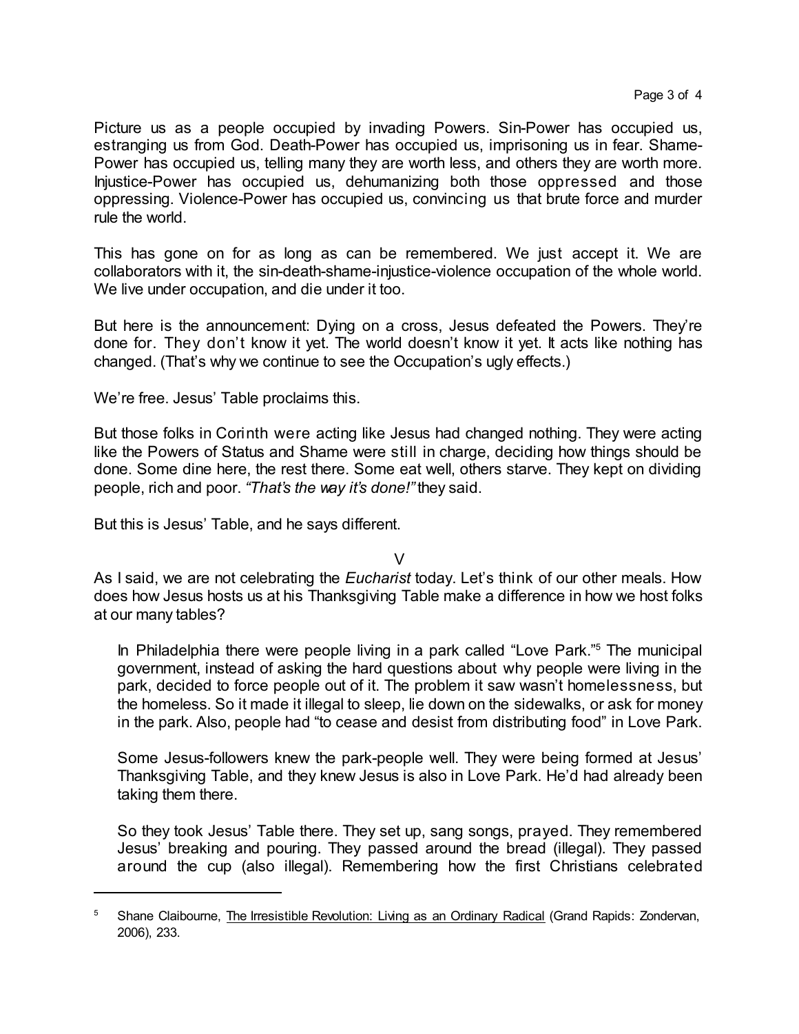Picture us as a people occupied by invading Powers. Sin-Power has occupied us, estranging us from God. Death-Power has occupied us, imprisoning us in fear. Shame-Power has occupied us, telling many they are worth less, and others they are worth more. Injustice-Power has occupied us, dehumanizing both those oppressed and those oppressing. Violence-Power has occupied us, convincing us that brute force and murder rule the world.

This has gone on for as long as can be remembered. We just accept it. We are collaborators with it, the sin-death-shame-injustice-violence occupation of the whole world. We live under occupation, and die under it too.

But here is the announcement: Dying on a cross, Jesus defeated the Powers. They're done for. They don't know it yet. The world doesn't know it yet. It acts like nothing has changed. (That's why we continue to see the Occupation's ugly effects.)

We're free. Jesus' Table proclaims this.

But those folks in Corinth were acting like Jesus had changed nothing. They were acting like the Powers of Status and Shame were still in charge, deciding how things should be done. Some dine here, the rest there. Some eat well, others starve. They kept on dividing people, rich and poor. *"That's the way it's done!"* they said.

But this is Jesus' Table, and he says different.

V

As I said, we are not celebrating the *Eucharist* today. Let's think of our other meals. How does how Jesus hosts us at his Thanksgiving Table make a difference in how we host folks at our many tables?

> In Philadelphia there were people living in a park called "Love Park."[5] The municipal government, instead of asking the hard questions about why people were living in the park, decided to force people out of it. The problem it saw wasn't homelessness, but the homeless. So it made it illegal to sleep, lie down on the sidewalks, or ask for money in the park. Also, people had "to cease and desist from distributing food" in Love Park.
>
> Some Jesus-followers knew the park-people well. They were being formed at Jesus' Thanksgiving Table, and they knew Jesus is also in Love Park. He'd had already been taking them there.
>
> So they took Jesus' Table there. They set up, sang songs, prayed. They remembered Jesus' breaking and pouring. They passed around the bread (illegal). They passed around the cup (also illegal). Remembering how the first Christians celebrated

---

[5] Shane Claibourne, The Irresistible Revolution: Living as an Ordinary Radical (Grand Rapids: Zondervan, 2006), 233.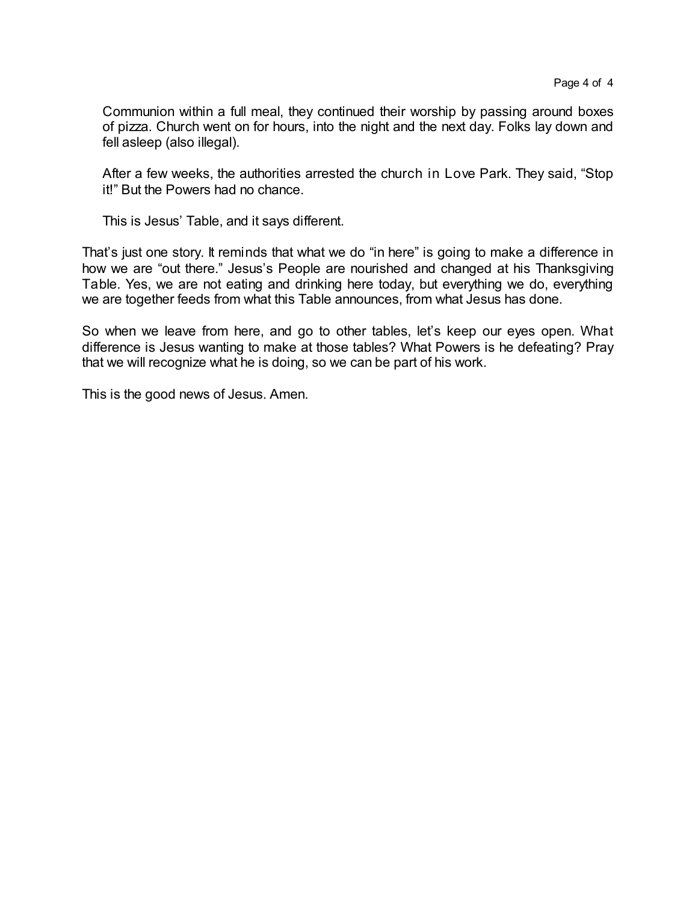Communion within a full meal, they continued their worship by passing around boxes of pizza. Church went on for hours, into the night and the next day. Folks lay down and fell asleep (also illegal).

After a few weeks, the authorities arrested the church in Love Park. They said, "Stop it!" But the Powers had no chance.

This is Jesus' Table, and it says different.

That's just one story. It reminds that what we do "in here" is going to make a difference in how we are "out there." Jesus's People are nourished and changed at his Thanksgiving Table. Yes, we are not eating and drinking here today, but everything we do, everything we are together feeds from what this Table announces, from what Jesus has done.

So when we leave from here, and go to other tables, let's keep our eyes open. What difference is Jesus wanting to make at those tables? What Powers is he defeating? Pray that we will recognize what he is doing, so we can be part of his work.

This is the good news of Jesus. Amen.